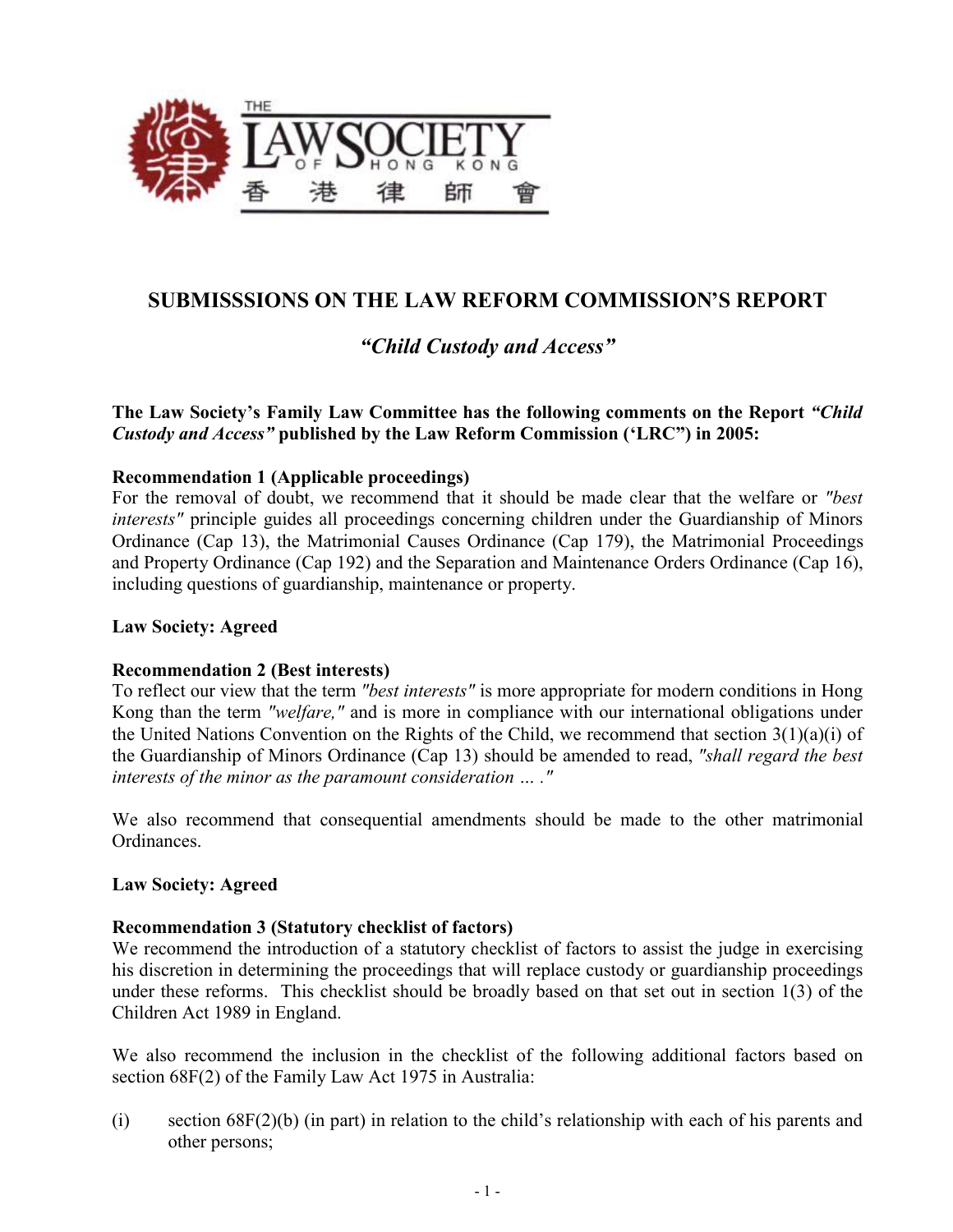THE LAW SOCIETY OF HONG KONG 香港律師會

# SUBMISSSIONS ON THE LAW REFORM COMMISSION'S REPORT

## *"Child Custody and Access"*

**The Law Society's Family Law Committee has the following comments on the Report *"Child Custody and Access"* published by the Law Reform Commission ('LRC") in 2005:**

**Recommendation 1 (Applicable proceedings)**
For the removal of doubt, we recommend that it should be made clear that the welfare or *"best interests"* principle guides all proceedings concerning children under the Guardianship of Minors Ordinance (Cap 13), the Matrimonial Causes Ordinance (Cap 179), the Matrimonial Proceedings and Property Ordinance (Cap 192) and the Separation and Maintenance Orders Ordinance (Cap 16), including questions of guardianship, maintenance or property.

**Law Society: Agreed**

**Recommendation 2 (Best interests)**
To reflect our view that the term *"best interests"* is more appropriate for modern conditions in Hong Kong than the term *"welfare,"* and is more in compliance with our international obligations under the United Nations Convention on the Rights of the Child, we recommend that section 3(1)(a)(i) of the Guardianship of Minors Ordinance (Cap 13) should be amended to read, *"shall regard the best interests of the minor as the paramount consideration … ."*

We also recommend that consequential amendments should be made to the other matrimonial Ordinances.

**Law Society: Agreed**

**Recommendation 3 (Statutory checklist of factors)**
We recommend the introduction of a statutory checklist of factors to assist the judge in exercising his discretion in determining the proceedings that will replace custody or guardianship proceedings under these reforms. This checklist should be broadly based on that set out in section 1(3) of the Children Act 1989 in England.

We also recommend the inclusion in the checklist of the following additional factors based on section 68F(2) of the Family Law Act 1975 in Australia:

(i) section 68F(2)(b) (in part) in relation to the child's relationship with each of his parents and other persons;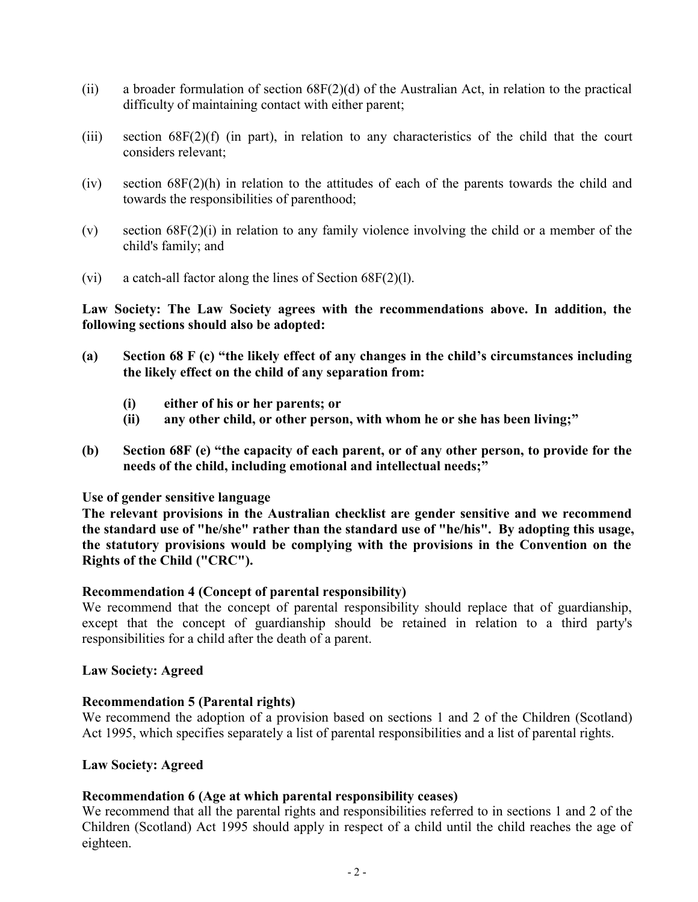(ii) a broader formulation of section 68F(2)(d) of the Australian Act, in relation to the practical difficulty of maintaining contact with either parent;

(iii) section 68F(2)(f) (in part), in relation to any characteristics of the child that the court considers relevant;

(iv) section 68F(2)(h) in relation to the attitudes of each of the parents towards the child and towards the responsibilities of parenthood;

(v) section 68F(2)(i) in relation to any family violence involving the child or a member of the child's family; and

(vi) a catch-all factor along the lines of Section 68F(2)(l).

**Law Society: The Law Society agrees with the recommendations above. In addition, the following sections should also be adopted:**

**(a) Section 68 F (c) "the likely effect of any changes in the child's circumstances including the likely effect on the child of any separation from:**

> **(i) either of his or her parents; or**
> **(ii) any other child, or other person, with whom he or she has been living;"**

**(b) Section 68F (e) "the capacity of each parent, or of any other person, to provide for the needs of the child, including emotional and intellectual needs;"**

**Use of gender sensitive language**
**The relevant provisions in the Australian checklist are gender sensitive and we recommend the standard use of "he/she" rather than the standard use of "he/his". By adopting this usage, the statutory provisions would be complying with the provisions in the Convention on the Rights of the Child ("CRC").**

**Recommendation 4 (Concept of parental responsibility)**
We recommend that the concept of parental responsibility should replace that of guardianship, except that the concept of guardianship should be retained in relation to a third party's responsibilities for a child after the death of a parent.

**Law Society: Agreed**

**Recommendation 5 (Parental rights)**
We recommend the adoption of a provision based on sections 1 and 2 of the Children (Scotland) Act 1995, which specifies separately a list of parental responsibilities and a list of parental rights.

**Law Society: Agreed**

**Recommendation 6 (Age at which parental responsibility ceases)**
We recommend that all the parental rights and responsibilities referred to in sections 1 and 2 of the Children (Scotland) Act 1995 should apply in respect of a child until the child reaches the age of eighteen.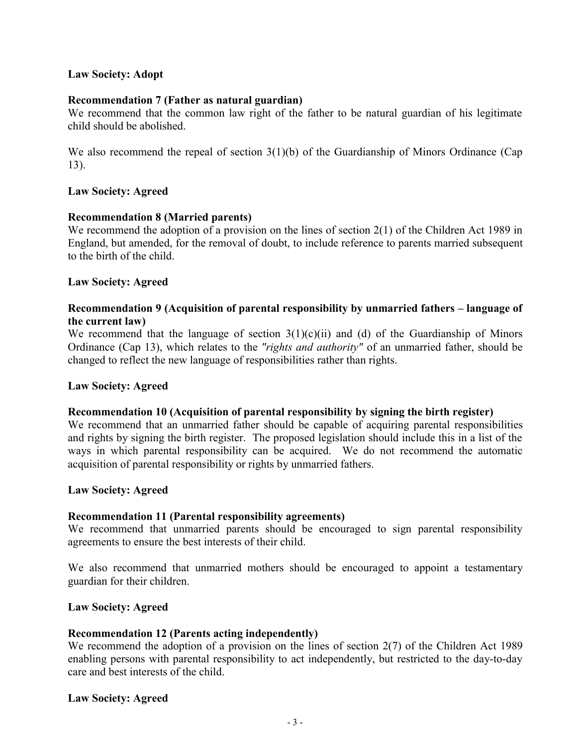**Law Society: Adopt**

**Recommendation 7 (Father as natural guardian)**
We recommend that the common law right of the father to be natural guardian of his legitimate child should be abolished.

We also recommend the repeal of section 3(1)(b) of the Guardianship of Minors Ordinance (Cap 13).

**Law Society: Agreed**

**Recommendation 8 (Married parents)**
We recommend the adoption of a provision on the lines of section 2(1) of the Children Act 1989 in England, but amended, for the removal of doubt, to include reference to parents married subsequent to the birth of the child.

**Law Society: Agreed**

**Recommendation 9 (Acquisition of parental responsibility by unmarried fathers – language of the current law)**
We recommend that the language of section 3(1)(c)(ii) and (d) of the Guardianship of Minors Ordinance (Cap 13), which relates to the *"rights and authority"* of an unmarried father, should be changed to reflect the new language of responsibilities rather than rights.

**Law Society: Agreed**

**Recommendation 10 (Acquisition of parental responsibility by signing the birth register)**
We recommend that an unmarried father should be capable of acquiring parental responsibilities and rights by signing the birth register. The proposed legislation should include this in a list of the ways in which parental responsibility can be acquired. We do not recommend the automatic acquisition of parental responsibility or rights by unmarried fathers.

**Law Society: Agreed**

**Recommendation 11 (Parental responsibility agreements)**
We recommend that unmarried parents should be encouraged to sign parental responsibility agreements to ensure the best interests of their child.

We also recommend that unmarried mothers should be encouraged to appoint a testamentary guardian for their children.

**Law Society: Agreed**

**Recommendation 12 (Parents acting independently)**
We recommend the adoption of a provision on the lines of section 2(7) of the Children Act 1989 enabling persons with parental responsibility to act independently, but restricted to the day-to-day care and best interests of the child.

**Law Society: Agreed**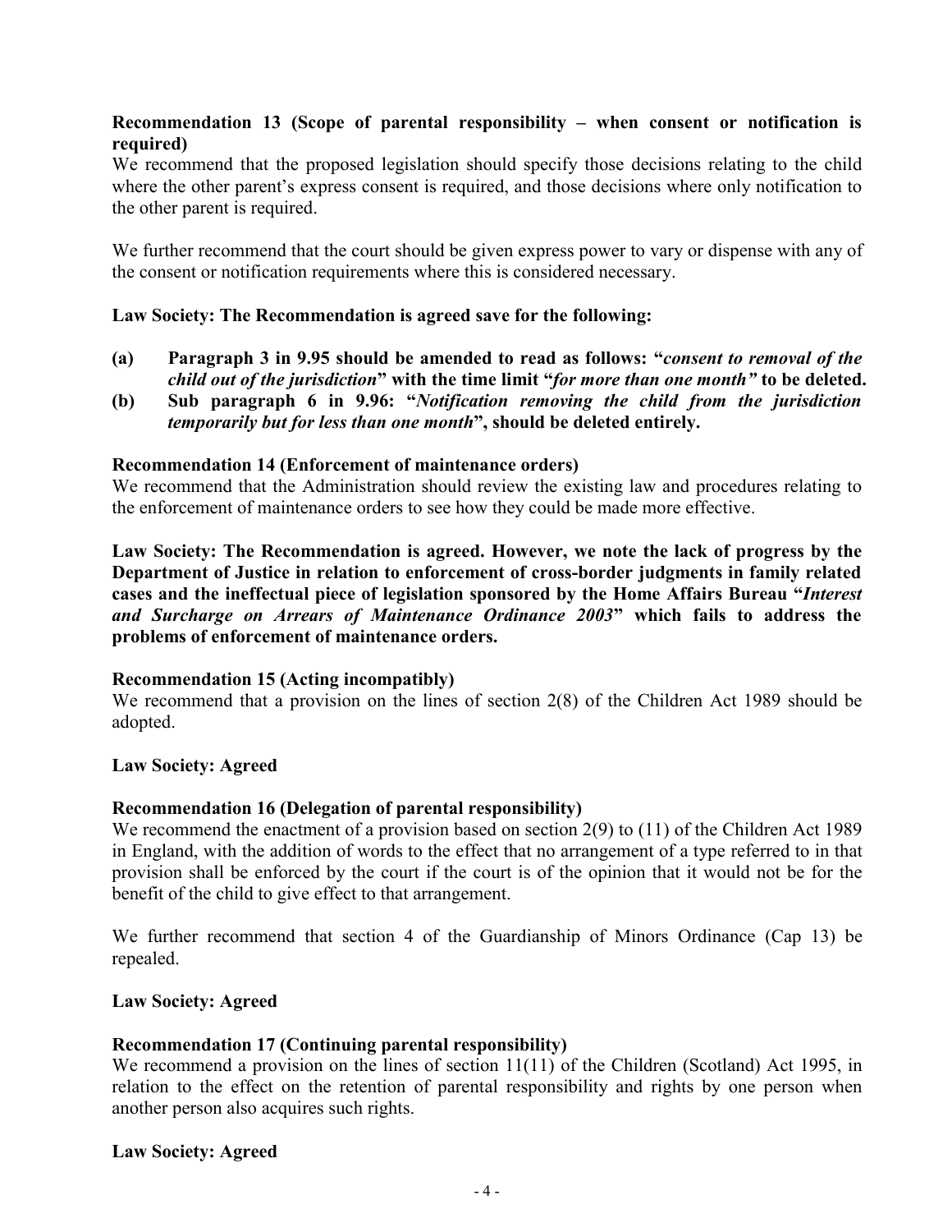**Recommendation 13 (Scope of parental responsibility – when consent or notification is required)**

We recommend that the proposed legislation should specify those decisions relating to the child where the other parent's express consent is required, and those decisions where only notification to the other parent is required.

We further recommend that the court should be given express power to vary or dispense with any of the consent or notification requirements where this is considered necessary.

**Law Society: The Recommendation is agreed save for the following:**

**(a) Paragraph 3 in 9.95 should be amended to read as follows: "*consent to removal of the child out of the jurisdiction*" with the time limit "*for more than one month"* to be deleted.**

**(b) Sub paragraph 6 in 9.96: "*Notification removing the child from the jurisdiction temporarily but for less than one month*", should be deleted entirely.**

**Recommendation 14 (Enforcement of maintenance orders)**

We recommend that the Administration should review the existing law and procedures relating to the enforcement of maintenance orders to see how they could be made more effective.

**Law Society: The Recommendation is agreed. However, we note the lack of progress by the Department of Justice in relation to enforcement of cross-border judgments in family related cases and the ineffectual piece of legislation sponsored by the Home Affairs Bureau "*Interest and Surcharge on Arrears of Maintenance Ordinance 2003*" which fails to address the problems of enforcement of maintenance orders.**

**Recommendation 15 (Acting incompatibly)**

We recommend that a provision on the lines of section 2(8) of the Children Act 1989 should be adopted.

**Law Society: Agreed**

**Recommendation 16 (Delegation of parental responsibility)**

We recommend the enactment of a provision based on section 2(9) to (11) of the Children Act 1989 in England, with the addition of words to the effect that no arrangement of a type referred to in that provision shall be enforced by the court if the court is of the opinion that it would not be for the benefit of the child to give effect to that arrangement.

We further recommend that section 4 of the Guardianship of Minors Ordinance (Cap 13) be repealed.

**Law Society: Agreed**

**Recommendation 17 (Continuing parental responsibility)**

We recommend a provision on the lines of section 11(11) of the Children (Scotland) Act 1995, in relation to the effect on the retention of parental responsibility and rights by one person when another person also acquires such rights.

**Law Society: Agreed**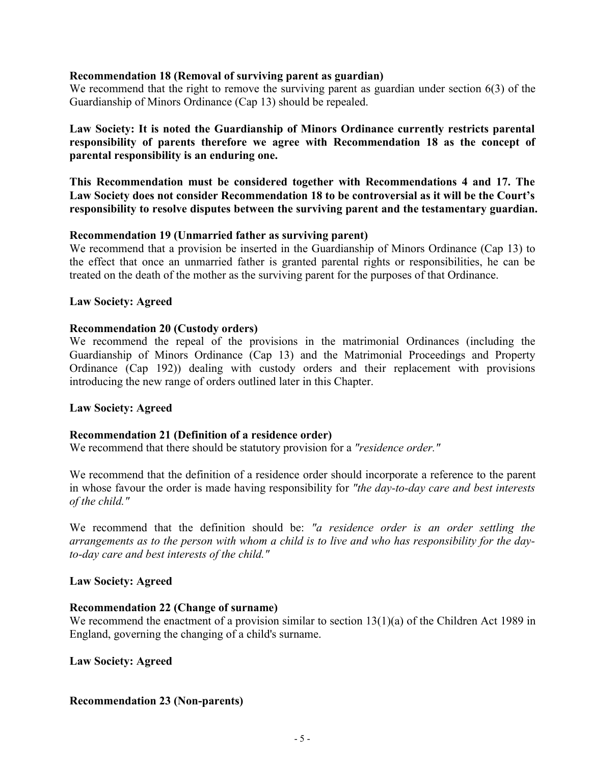**Recommendation 18 (Removal of surviving parent as guardian)**
We recommend that the right to remove the surviving parent as guardian under section 6(3) of the Guardianship of Minors Ordinance (Cap 13) should be repealed.

**Law Society: It is noted the Guardianship of Minors Ordinance currently restricts parental responsibility of parents therefore we agree with Recommendation 18 as the concept of parental responsibility is an enduring one.**

**This Recommendation must be considered together with Recommendations 4 and 17. The Law Society does not consider Recommendation 18 to be controversial as it will be the Court's responsibility to resolve disputes between the surviving parent and the testamentary guardian.**

**Recommendation 19 (Unmarried father as surviving parent)**
We recommend that a provision be inserted in the Guardianship of Minors Ordinance (Cap 13) to the effect that once an unmarried father is granted parental rights or responsibilities, he can be treated on the death of the mother as the surviving parent for the purposes of that Ordinance.

**Law Society: Agreed**

**Recommendation 20 (Custody orders)**
We recommend the repeal of the provisions in the matrimonial Ordinances (including the Guardianship of Minors Ordinance (Cap 13) and the Matrimonial Proceedings and Property Ordinance (Cap 192)) dealing with custody orders and their replacement with provisions introducing the new range of orders outlined later in this Chapter.

**Law Society: Agreed**

**Recommendation 21 (Definition of a residence order)**
We recommend that there should be statutory provision for a *"residence order."*

We recommend that the definition of a residence order should incorporate a reference to the parent in whose favour the order is made having responsibility for *"the day-to-day care and best interests of the child."*

We recommend that the definition should be: *"a residence order is an order settling the arrangements as to the person with whom a child is to live and who has responsibility for the day-to-day care and best interests of the child."*

**Law Society: Agreed**

**Recommendation 22 (Change of surname)**
We recommend the enactment of a provision similar to section 13(1)(a) of the Children Act 1989 in England, governing the changing of a child's surname.

**Law Society: Agreed**

**Recommendation 23 (Non-parents)**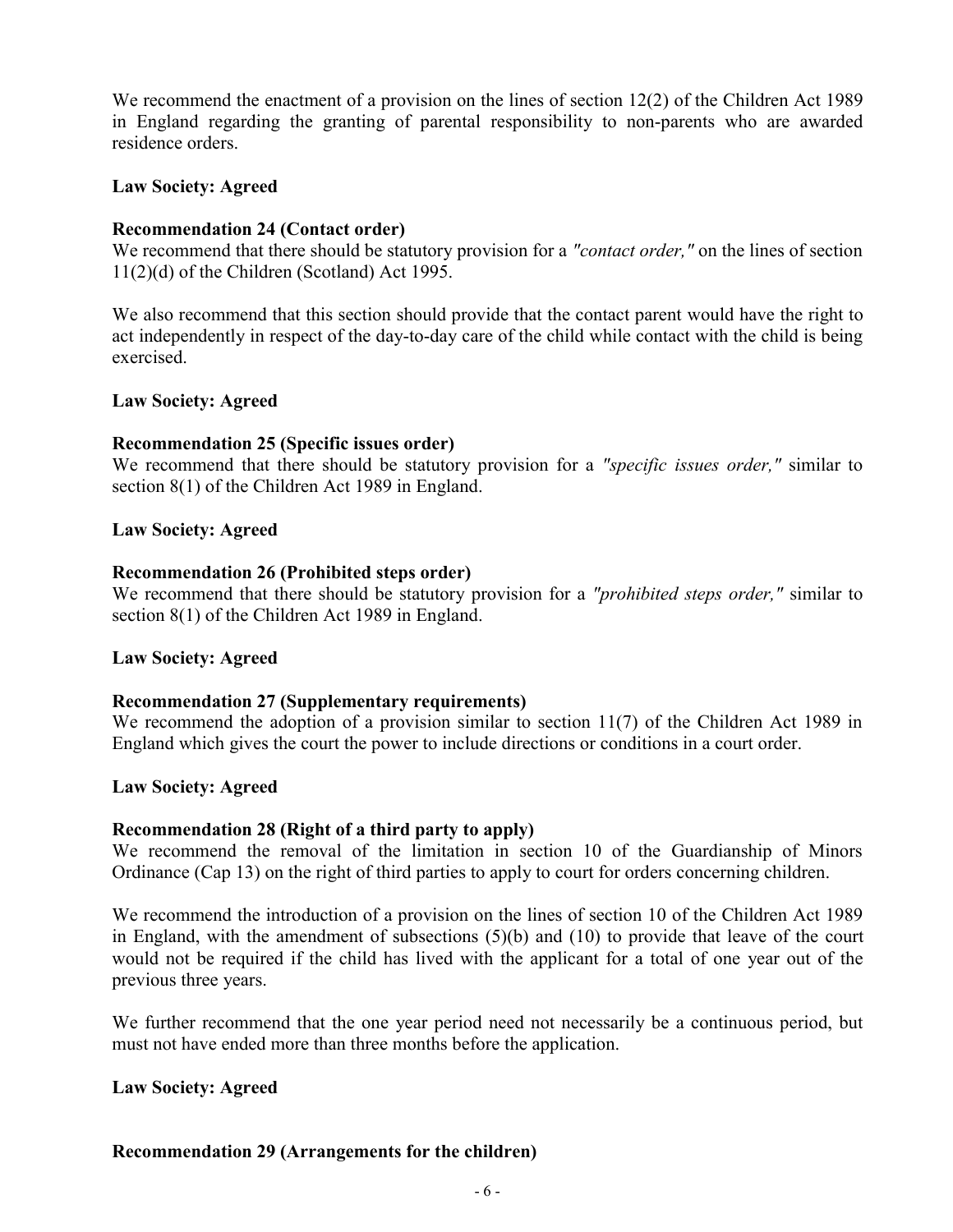We recommend the enactment of a provision on the lines of section 12(2) of the Children Act 1989 in England regarding the granting of parental responsibility to non-parents who are awarded residence orders.

**Law Society: Agreed**

**Recommendation 24 (Contact order)**
We recommend that there should be statutory provision for a *"contact order,"* on the lines of section 11(2)(d) of the Children (Scotland) Act 1995.

We also recommend that this section should provide that the contact parent would have the right to act independently in respect of the day-to-day care of the child while contact with the child is being exercised.

**Law Society: Agreed**

**Recommendation 25 (Specific issues order)**
We recommend that there should be statutory provision for a *"specific issues order,"* similar to section 8(1) of the Children Act 1989 in England.

**Law Society: Agreed**

**Recommendation 26 (Prohibited steps order)**
We recommend that there should be statutory provision for a *"prohibited steps order,"* similar to section 8(1) of the Children Act 1989 in England.

**Law Society: Agreed**

**Recommendation 27 (Supplementary requirements)**
We recommend the adoption of a provision similar to section 11(7) of the Children Act 1989 in England which gives the court the power to include directions or conditions in a court order.

**Law Society: Agreed**

**Recommendation 28 (Right of a third party to apply)**
We recommend the removal of the limitation in section 10 of the Guardianship of Minors Ordinance (Cap 13) on the right of third parties to apply to court for orders concerning children.

We recommend the introduction of a provision on the lines of section 10 of the Children Act 1989 in England, with the amendment of subsections (5)(b) and (10) to provide that leave of the court would not be required if the child has lived with the applicant for a total of one year out of the previous three years.

We further recommend that the one year period need not necessarily be a continuous period, but must not have ended more than three months before the application.

**Law Society: Agreed**

**Recommendation 29 (Arrangements for the children)**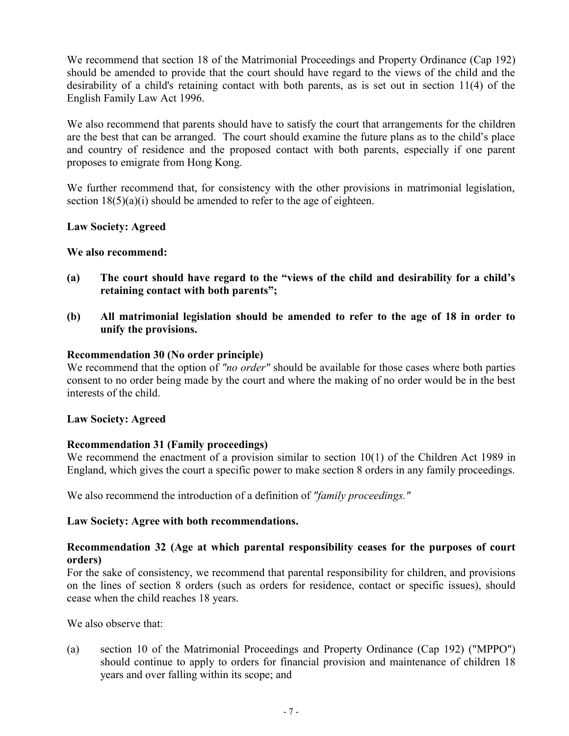We recommend that section 18 of the Matrimonial Proceedings and Property Ordinance (Cap 192) should be amended to provide that the court should have regard to the views of the child and the desirability of a child's retaining contact with both parents, as is set out in section 11(4) of the English Family Law Act 1996.

We also recommend that parents should have to satisfy the court that arrangements for the children are the best that can be arranged. The court should examine the future plans as to the child's place and country of residence and the proposed contact with both parents, especially if one parent proposes to emigrate from Hong Kong.

We further recommend that, for consistency with the other provisions in matrimonial legislation, section 18(5)(a)(i) should be amended to refer to the age of eighteen.

**Law Society: Agreed**

**We also recommend:**

- **(a) The court should have regard to the "views of the child and desirability for a child's retaining contact with both parents";**
- **(b) All matrimonial legislation should be amended to refer to the age of 18 in order to unify the provisions.**

**Recommendation 30 (No order principle)**
We recommend that the option of *"no order"* should be available for those cases where both parties consent to no order being made by the court and where the making of no order would be in the best interests of the child.

**Law Society: Agreed**

**Recommendation 31 (Family proceedings)**
We recommend the enactment of a provision similar to section 10(1) of the Children Act 1989 in England, which gives the court a specific power to make section 8 orders in any family proceedings.

We also recommend the introduction of a definition of *"family proceedings."*

**Law Society: Agree with both recommendations.**

**Recommendation 32 (Age at which parental responsibility ceases for the purposes of court orders)**
For the sake of consistency, we recommend that parental responsibility for children, and provisions on the lines of section 8 orders (such as orders for residence, contact or specific issues), should cease when the child reaches 18 years.

We also observe that:

(a) section 10 of the Matrimonial Proceedings and Property Ordinance (Cap 192) ("MPPO") should continue to apply to orders for financial provision and maintenance of children 18 years and over falling within its scope; and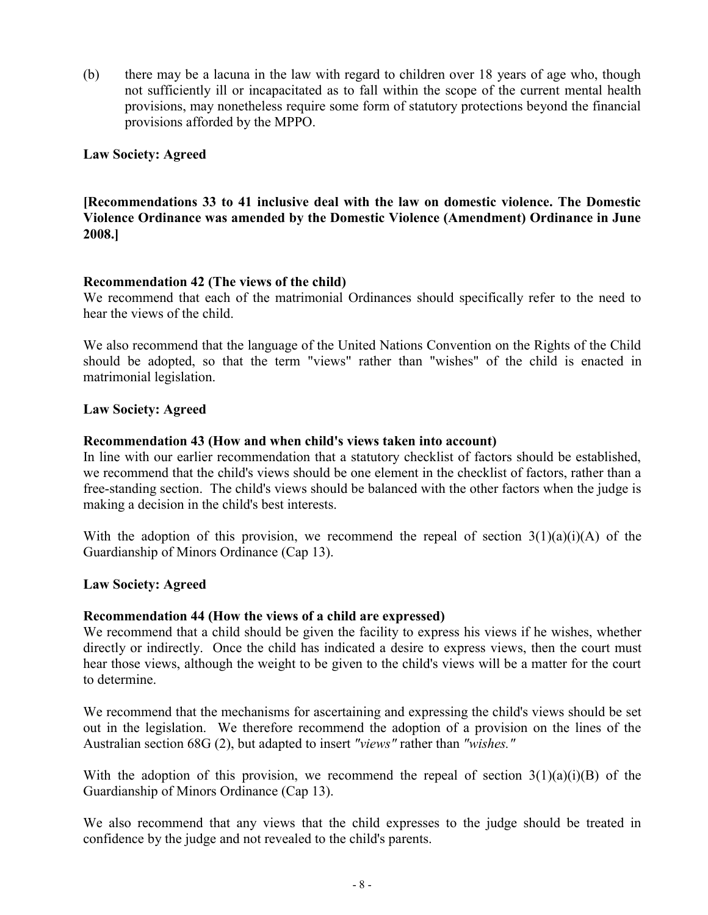(b) there may be a lacuna in the law with regard to children over 18 years of age who, though not sufficiently ill or incapacitated as to fall within the scope of the current mental health provisions, may nonetheless require some form of statutory protections beyond the financial provisions afforded by the MPPO.

**Law Society: Agreed**

**[Recommendations 33 to 41 inclusive deal with the law on domestic violence. The Domestic Violence Ordinance was amended by the Domestic Violence (Amendment) Ordinance in June 2008.]**

**Recommendation 42 (The views of the child)**

We recommend that each of the matrimonial Ordinances should specifically refer to the need to hear the views of the child.

We also recommend that the language of the United Nations Convention on the Rights of the Child should be adopted, so that the term "views" rather than "wishes" of the child is enacted in matrimonial legislation.

**Law Society: Agreed**

**Recommendation 43 (How and when child's views taken into account)**

In line with our earlier recommendation that a statutory checklist of factors should be established, we recommend that the child's views should be one element in the checklist of factors, rather than a free-standing section. The child's views should be balanced with the other factors when the judge is making a decision in the child's best interests.

With the adoption of this provision, we recommend the repeal of section 3(1)(a)(i)(A) of the Guardianship of Minors Ordinance (Cap 13).

**Law Society: Agreed**

**Recommendation 44 (How the views of a child are expressed)**

We recommend that a child should be given the facility to express his views if he wishes, whether directly or indirectly. Once the child has indicated a desire to express views, then the court must hear those views, although the weight to be given to the child's views will be a matter for the court to determine.

We recommend that the mechanisms for ascertaining and expressing the child's views should be set out in the legislation. We therefore recommend the adoption of a provision on the lines of the Australian section 68G (2), but adapted to insert *"views"* rather than *"wishes."*

With the adoption of this provision, we recommend the repeal of section 3(1)(a)(i)(B) of the Guardianship of Minors Ordinance (Cap 13).

We also recommend that any views that the child expresses to the judge should be treated in confidence by the judge and not revealed to the child's parents.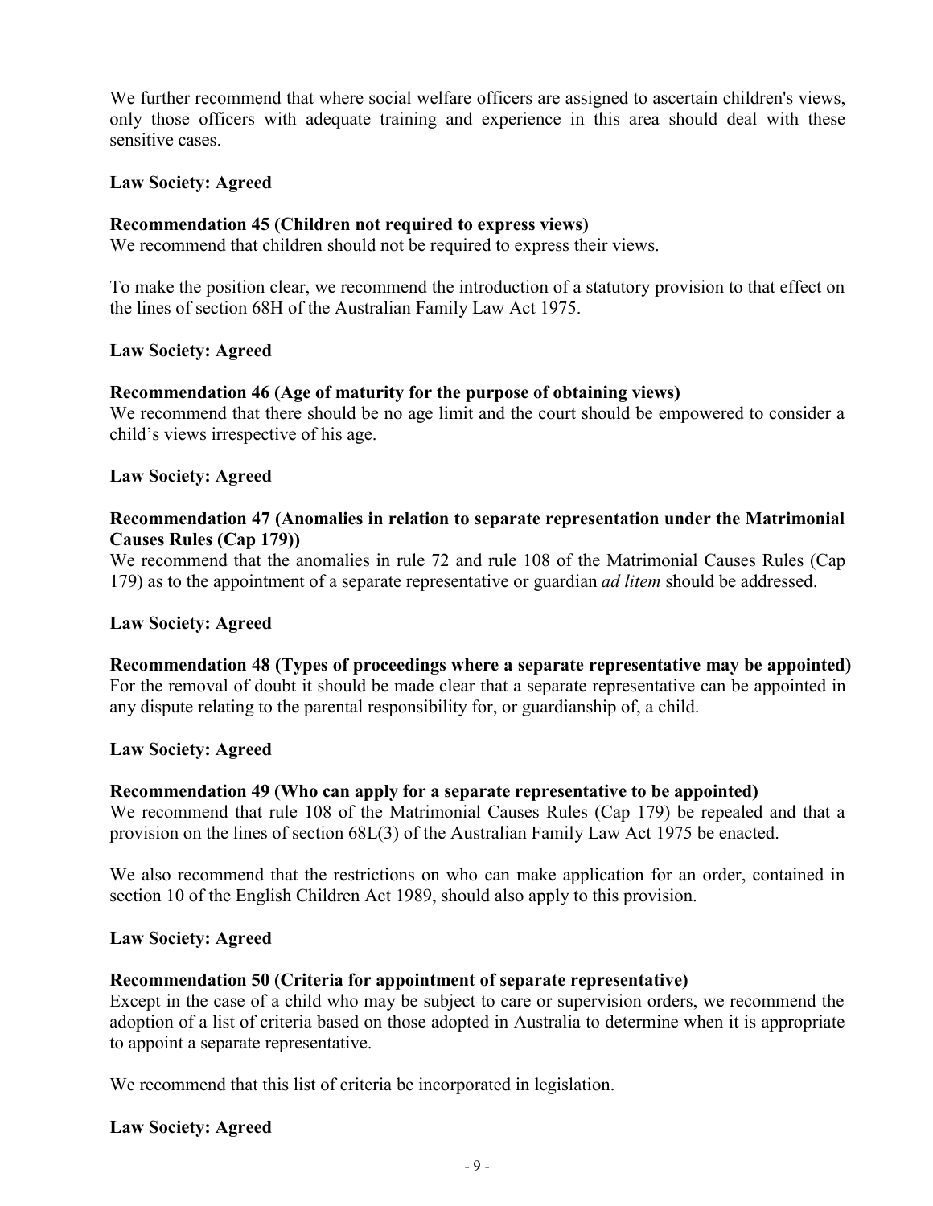We further recommend that where social welfare officers are assigned to ascertain children's views, only those officers with adequate training and experience in this area should deal with these sensitive cases.

**Law Society: Agreed**

**Recommendation 45 (Children not required to express views)**
We recommend that children should not be required to express their views.

To make the position clear, we recommend the introduction of a statutory provision to that effect on the lines of section 68H of the Australian Family Law Act 1975.

**Law Society: Agreed**

**Recommendation 46 (Age of maturity for the purpose of obtaining views)**
We recommend that there should be no age limit and the court should be empowered to consider a child's views irrespective of his age.

**Law Society: Agreed**

**Recommendation 47 (Anomalies in relation to separate representation under the Matrimonial Causes Rules (Cap 179))**
We recommend that the anomalies in rule 72 and rule 108 of the Matrimonial Causes Rules (Cap 179) as to the appointment of a separate representative or guardian *ad litem* should be addressed.

**Law Society: Agreed**

**Recommendation 48 (Types of proceedings where a separate representative may be appointed)**
For the removal of doubt it should be made clear that a separate representative can be appointed in any dispute relating to the parental responsibility for, or guardianship of, a child.

**Law Society: Agreed**

**Recommendation 49 (Who can apply for a separate representative to be appointed)**
We recommend that rule 108 of the Matrimonial Causes Rules (Cap 179) be repealed and that a provision on the lines of section 68L(3) of the Australian Family Law Act 1975 be enacted.

We also recommend that the restrictions on who can make application for an order, contained in section 10 of the English Children Act 1989, should also apply to this provision.

**Law Society: Agreed**

**Recommendation 50 (Criteria for appointment of separate representative)**
Except in the case of a child who may be subject to care or supervision orders, we recommend the adoption of a list of criteria based on those adopted in Australia to determine when it is appropriate to appoint a separate representative.

We recommend that this list of criteria be incorporated in legislation.

**Law Society: Agreed**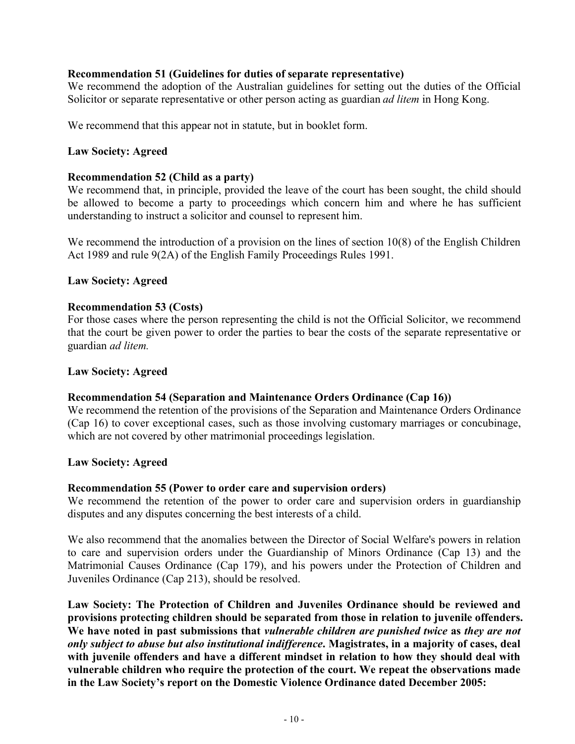**Recommendation 51 (Guidelines for duties of separate representative)**
We recommend the adoption of the Australian guidelines for setting out the duties of the Official Solicitor or separate representative or other person acting as guardian *ad litem* in Hong Kong.

We recommend that this appear not in statute, but in booklet form.

**Law Society: Agreed**

**Recommendation 52 (Child as a party)**
We recommend that, in principle, provided the leave of the court has been sought, the child should be allowed to become a party to proceedings which concern him and where he has sufficient understanding to instruct a solicitor and counsel to represent him.

We recommend the introduction of a provision on the lines of section 10(8) of the English Children Act 1989 and rule 9(2A) of the English Family Proceedings Rules 1991.

**Law Society: Agreed**

**Recommendation 53 (Costs)**
For those cases where the person representing the child is not the Official Solicitor, we recommend that the court be given power to order the parties to bear the costs of the separate representative or guardian *ad litem.*

**Law Society: Agreed**

**Recommendation 54 (Separation and Maintenance Orders Ordinance (Cap 16))**
We recommend the retention of the provisions of the Separation and Maintenance Orders Ordinance (Cap 16) to cover exceptional cases, such as those involving customary marriages or concubinage, which are not covered by other matrimonial proceedings legislation.

**Law Society: Agreed**

**Recommendation 55 (Power to order care and supervision orders)**
We recommend the retention of the power to order care and supervision orders in guardianship disputes and any disputes concerning the best interests of a child.

We also recommend that the anomalies between the Director of Social Welfare's powers in relation to care and supervision orders under the Guardianship of Minors Ordinance (Cap 13) and the Matrimonial Causes Ordinance (Cap 179), and his powers under the Protection of Children and Juveniles Ordinance (Cap 213), should be resolved.

**Law Society: The Protection of Children and Juveniles Ordinance should be reviewed and provisions protecting children should be separated from those in relation to juvenile offenders. We have noted in past submissions that *vulnerable children are punished twice* as *they are not only subject to abuse but also institutional indifference*. Magistrates, in a majority of cases, deal with juvenile offenders and have a different mindset in relation to how they should deal with vulnerable children who require the protection of the court. We repeat the observations made in the Law Society's report on the Domestic Violence Ordinance dated December 2005:**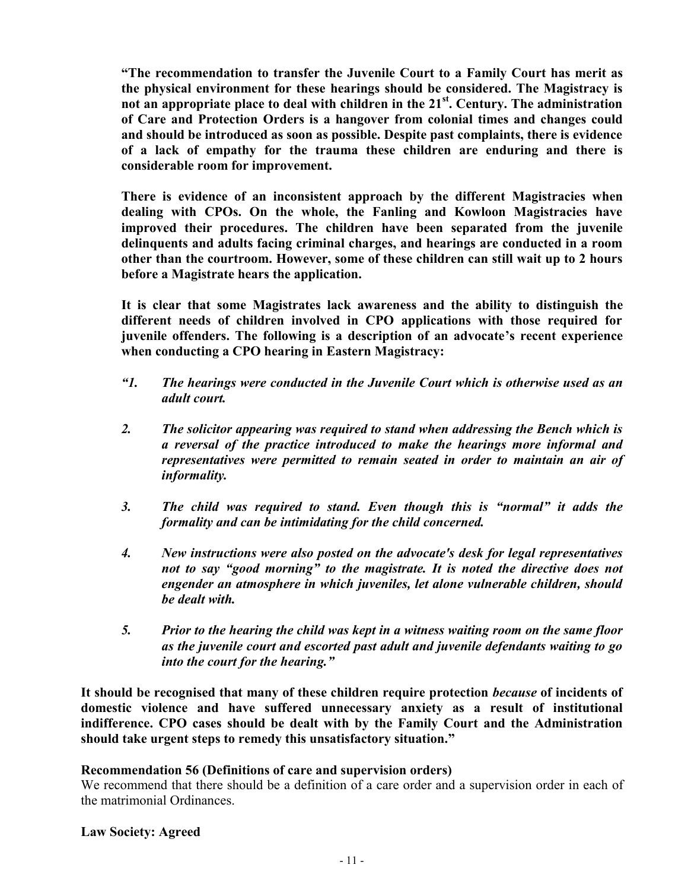**"The recommendation to transfer the Juvenile Court to a Family Court has merit as the physical environment for these hearings should be considered. The Magistracy is not an appropriate place to deal with children in the 21st. Century. The administration of Care and Protection Orders is a hangover from colonial times and changes could and should be introduced as soon as possible. Despite past complaints, there is evidence of a lack of empathy for the trauma these children are enduring and there is considerable room for improvement.**

**There is evidence of an inconsistent approach by the different Magistracies when dealing with CPOs. On the whole, the Fanling and Kowloon Magistracies have improved their procedures. The children have been separated from the juvenile delinquents and adults facing criminal charges, and hearings are conducted in a room other than the courtroom. However, some of these children can still wait up to 2 hours before a Magistrate hears the application.**

**It is clear that some Magistrates lack awareness and the ability to distinguish the different needs of children involved in CPO applications with those required for juvenile offenders. The following is a description of an advocate's recent experience when conducting a CPO hearing in Eastern Magistracy:**

***"1. The hearings were conducted in the Juvenile Court which is otherwise used as an adult court.***

***2. The solicitor appearing was required to stand when addressing the Bench which is a reversal of the practice introduced to make the hearings more informal and representatives were permitted to remain seated in order to maintain an air of informality.***

***3. The child was required to stand. Even though this is "normal" it adds the formality and can be intimidating for the child concerned.***

***4. New instructions were also posted on the advocate's desk for legal representatives not to say "good morning" to the magistrate. It is noted the directive does not engender an atmosphere in which juveniles, let alone vulnerable children, should be dealt with.***

***5. Prior to the hearing the child was kept in a witness waiting room on the same floor as the juvenile court and escorted past adult and juvenile defendants waiting to go into the court for the hearing."***

**It should be recognised that many of these children require protection *because* of incidents of domestic violence and have suffered unnecessary anxiety as a result of institutional indifference. CPO cases should be dealt with by the Family Court and the Administration should take urgent steps to remedy this unsatisfactory situation."**

**Recommendation 56 (Definitions of care and supervision orders)**

We recommend that there should be a definition of a care order and a supervision order in each of the matrimonial Ordinances.

**Law Society: Agreed**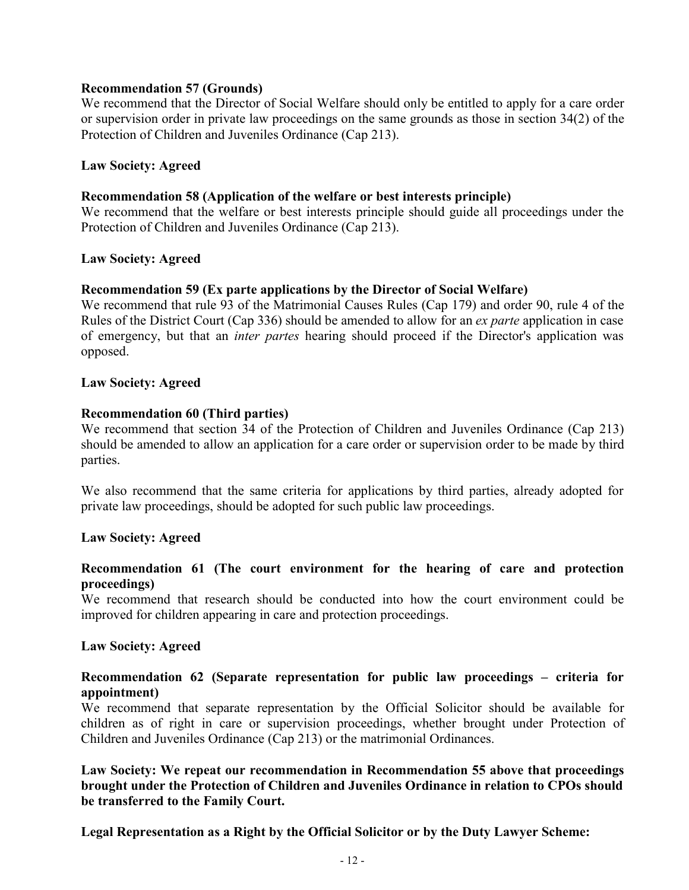**Recommendation 57 (Grounds)**
We recommend that the Director of Social Welfare should only be entitled to apply for a care order or supervision order in private law proceedings on the same grounds as those in section 34(2) of the Protection of Children and Juveniles Ordinance (Cap 213).

**Law Society: Agreed**

**Recommendation 58 (Application of the welfare or best interests principle)**
We recommend that the welfare or best interests principle should guide all proceedings under the Protection of Children and Juveniles Ordinance (Cap 213).

**Law Society: Agreed**

**Recommendation 59 (Ex parte applications by the Director of Social Welfare)**
We recommend that rule 93 of the Matrimonial Causes Rules (Cap 179) and order 90, rule 4 of the Rules of the District Court (Cap 336) should be amended to allow for an *ex parte* application in case of emergency, but that an *inter partes* hearing should proceed if the Director's application was opposed.

**Law Society: Agreed**

**Recommendation 60 (Third parties)**
We recommend that section 34 of the Protection of Children and Juveniles Ordinance (Cap 213) should be amended to allow an application for a care order or supervision order to be made by third parties.

We also recommend that the same criteria for applications by third parties, already adopted for private law proceedings, should be adopted for such public law proceedings.

**Law Society: Agreed**

**Recommendation 61 (The court environment for the hearing of care and protection proceedings)**
We recommend that research should be conducted into how the court environment could be improved for children appearing in care and protection proceedings.

**Law Society: Agreed**

**Recommendation 62 (Separate representation for public law proceedings – criteria for appointment)**
We recommend that separate representation by the Official Solicitor should be available for children as of right in care or supervision proceedings, whether brought under Protection of Children and Juveniles Ordinance (Cap 213) or the matrimonial Ordinances.

**Law Society: We repeat our recommendation in Recommendation 55 above that proceedings brought under the Protection of Children and Juveniles Ordinance in relation to CPOs should be transferred to the Family Court.**

**Legal Representation as a Right by the Official Solicitor or by the Duty Lawyer Scheme:**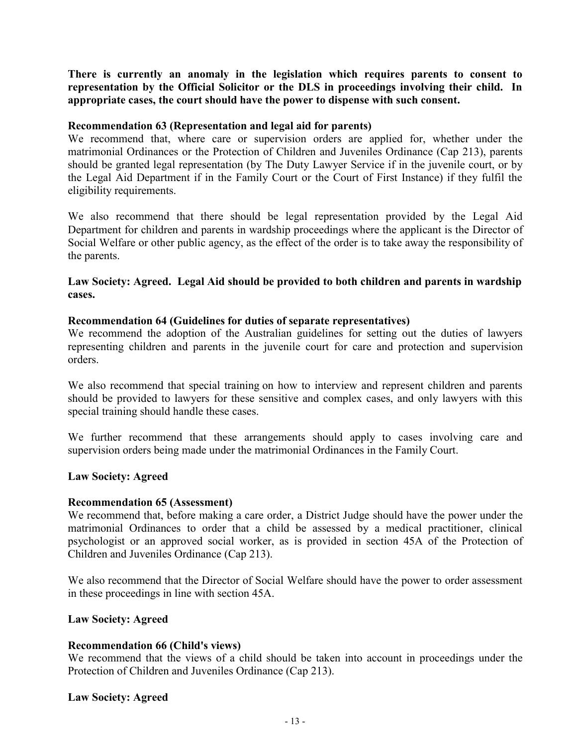**There is currently an anomaly in the legislation which requires parents to consent to representation by the Official Solicitor or the DLS in proceedings involving their child. In appropriate cases, the court should have the power to dispense with such consent.**

**Recommendation 63 (Representation and legal aid for parents)**

We recommend that, where care or supervision orders are applied for, whether under the matrimonial Ordinances or the Protection of Children and Juveniles Ordinance (Cap 213), parents should be granted legal representation (by The Duty Lawyer Service if in the juvenile court, or by the Legal Aid Department if in the Family Court or the Court of First Instance) if they fulfil the eligibility requirements.

We also recommend that there should be legal representation provided by the Legal Aid Department for children and parents in wardship proceedings where the applicant is the Director of Social Welfare or other public agency, as the effect of the order is to take away the responsibility of the parents.

**Law Society: Agreed. Legal Aid should be provided to both children and parents in wardship cases.**

**Recommendation 64 (Guidelines for duties of separate representatives)**

We recommend the adoption of the Australian guidelines for setting out the duties of lawyers representing children and parents in the juvenile court for care and protection and supervision orders.

We also recommend that special training on how to interview and represent children and parents should be provided to lawyers for these sensitive and complex cases, and only lawyers with this special training should handle these cases.

We further recommend that these arrangements should apply to cases involving care and supervision orders being made under the matrimonial Ordinances in the Family Court.

**Law Society: Agreed**

**Recommendation 65 (Assessment)**

We recommend that, before making a care order, a District Judge should have the power under the matrimonial Ordinances to order that a child be assessed by a medical practitioner, clinical psychologist or an approved social worker, as is provided in section 45A of the Protection of Children and Juveniles Ordinance (Cap 213).

We also recommend that the Director of Social Welfare should have the power to order assessment in these proceedings in line with section 45A.

**Law Society: Agreed**

**Recommendation 66 (Child's views)**

We recommend that the views of a child should be taken into account in proceedings under the Protection of Children and Juveniles Ordinance (Cap 213).

**Law Society: Agreed**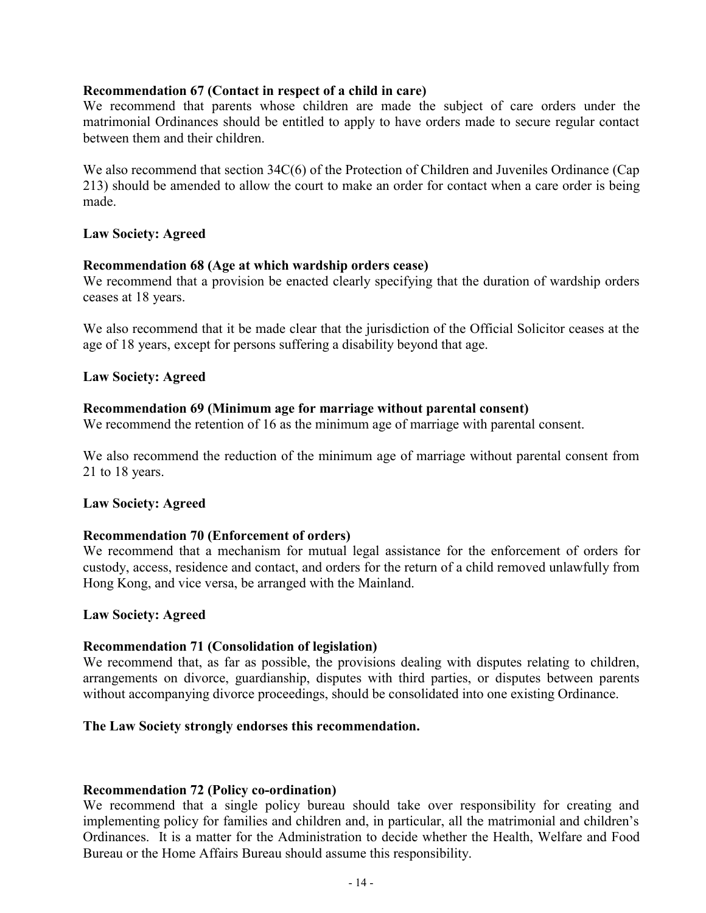**Recommendation 67 (Contact in respect of a child in care)**
We recommend that parents whose children are made the subject of care orders under the matrimonial Ordinances should be entitled to apply to have orders made to secure regular contact between them and their children.

We also recommend that section 34C(6) of the Protection of Children and Juveniles Ordinance (Cap 213) should be amended to allow the court to make an order for contact when a care order is being made.

**Law Society: Agreed**

**Recommendation 68 (Age at which wardship orders cease)**
We recommend that a provision be enacted clearly specifying that the duration of wardship orders ceases at 18 years.

We also recommend that it be made clear that the jurisdiction of the Official Solicitor ceases at the age of 18 years, except for persons suffering a disability beyond that age.

**Law Society: Agreed**

**Recommendation 69 (Minimum age for marriage without parental consent)**
We recommend the retention of 16 as the minimum age of marriage with parental consent.

We also recommend the reduction of the minimum age of marriage without parental consent from 21 to 18 years.

**Law Society: Agreed**

**Recommendation 70 (Enforcement of orders)**
We recommend that a mechanism for mutual legal assistance for the enforcement of orders for custody, access, residence and contact, and orders for the return of a child removed unlawfully from Hong Kong, and vice versa, be arranged with the Mainland.

**Law Society: Agreed**

**Recommendation 71 (Consolidation of legislation)**
We recommend that, as far as possible, the provisions dealing with disputes relating to children, arrangements on divorce, guardianship, disputes with third parties, or disputes between parents without accompanying divorce proceedings, should be consolidated into one existing Ordinance.

**The Law Society strongly endorses this recommendation.**

**Recommendation 72 (Policy co-ordination)**
We recommend that a single policy bureau should take over responsibility for creating and implementing policy for families and children and, in particular, all the matrimonial and children's Ordinances. It is a matter for the Administration to decide whether the Health, Welfare and Food Bureau or the Home Affairs Bureau should assume this responsibility.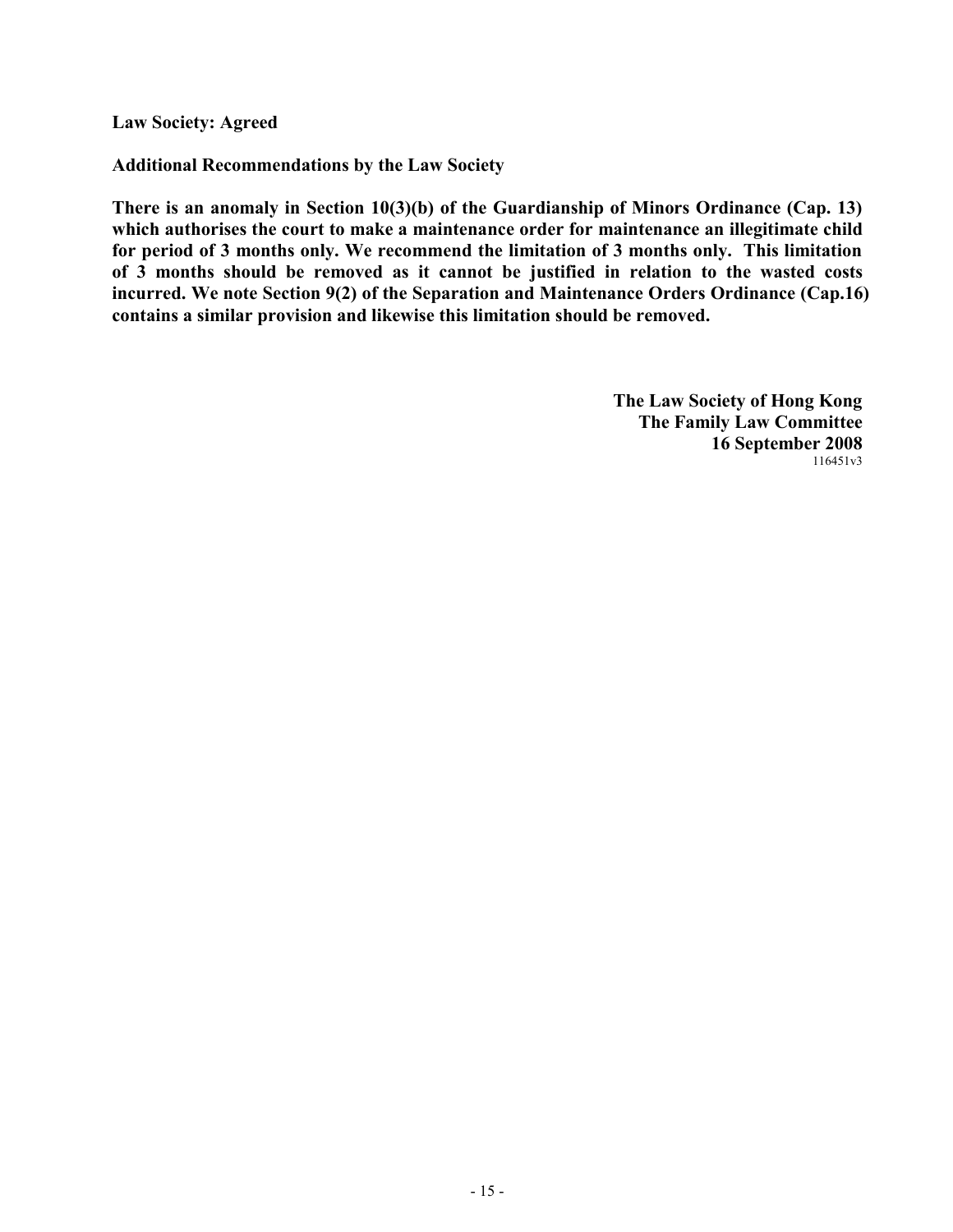**Law Society: Agreed**

**Additional Recommendations by the Law Society**

**There is an anomaly in Section 10(3)(b) of the Guardianship of Minors Ordinance (Cap. 13) which authorises the court to make a maintenance order for maintenance an illegitimate child for period of 3 months only. We recommend the limitation of 3 months only. This limitation of 3 months should be removed as it cannot be justified in relation to the wasted costs incurred. We note Section 9(2) of the Separation and Maintenance Orders Ordinance (Cap.16) contains a similar provision and likewise this limitation should be removed.**

**The Law Society of Hong Kong**
**The Family Law Committee**
**16 September 2008**
116451v3